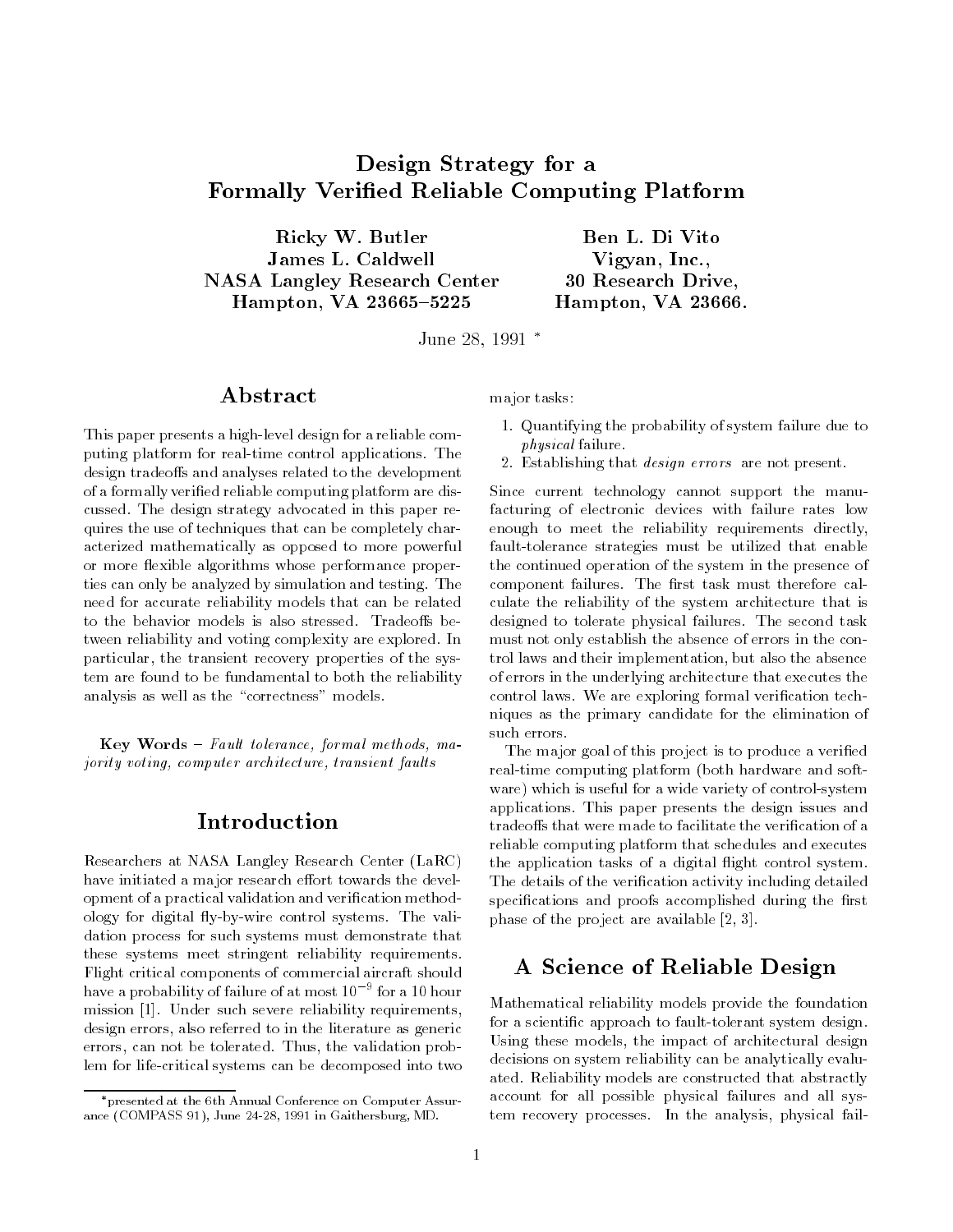# Design Strategy for a Formally Verified Reliable Computing Platform

Ricky W. Butler
James L. Caldwell
NASA Langley Research Center
Hampton, VA 23665–5225

Ben L. Di Vito
Vigyan, Inc.,
30 Research Drive,
Hampton, VA 23666.

June 28, 1991 *

## Abstract

This paper presents a high-level design for a reliable computing platform for real-time control applications. The design tradeoffs and analyses related to the development of a formally verified reliable computing platform are discussed. The design strategy advocated in this paper requires the use of techniques that can be completely characterized mathematically as opposed to more powerful or more flexible algorithms whose performance properties can only be analyzed by simulation and testing. The need for accurate reliability models that can be related to the behavior models is also stressed. Tradeoffs between reliability and voting complexity are explored. In particular, the transient recovery properties of the system are found to be fundamental to both the reliability analysis as well as the "correctness" models.

**Key Words** – *Fault tolerance, formal methods, majority voting, computer architecture, transient faults*

## Introduction

Researchers at NASA Langley Research Center (LaRC) have initiated a major research effort towards the development of a practical validation and verification methodology for digital fly-by-wire control systems. The validation process for such systems must demonstrate that these systems meet stringent reliability requirements. Flight critical components of commercial aircraft should have a probability of failure of at most $10^{-9}$ for a 10 hour mission [1]. Under such severe reliability requirements, design errors, also referred to in the literature as generic errors, can not be tolerated. Thus, the validation problem for life-critical systems can be decomposed into two major tasks:

1. Quantifying the probability of system failure due to *physical* failure.
2. Establishing that *design errors* are not present.

Since current technology cannot support the manufacturing of electronic devices with failure rates low enough to meet the reliability requirements directly, fault-tolerance strategies must be utilized that enable the continued operation of the system in the presence of component failures. The first task must therefore calculate the reliability of the system architecture that is designed to tolerate physical failures. The second task must not only establish the absence of errors in the control laws and their implementation, but also the absence of errors in the underlying architecture that executes the control laws. We are exploring formal verification techniques as the primary candidate for the elimination of such errors.

The major goal of this project is to produce a verified real-time computing platform (both hardware and software) which is useful for a wide variety of control-system applications. This paper presents the design issues and tradeoffs that were made to facilitate the verification of a reliable computing platform that schedules and executes the application tasks of a digital flight control system. The details of the verification activity including detailed specifications and proofs accomplished during the first phase of the project are available [2, 3].

## A Science of Reliable Design

Mathematical reliability models provide the foundation for a scientific approach to fault-tolerant system design. Using these models, the impact of architectural design decisions on system reliability can be analytically evaluated. Reliability models are constructed that abstractly account for all possible physical failures and all system recovery processes. In the analysis, physical fail-

*presented at the 6th Annual Conference on Computer Assurance (COMPASS 91), June 24-28, 1991 in Gaithersburg, MD.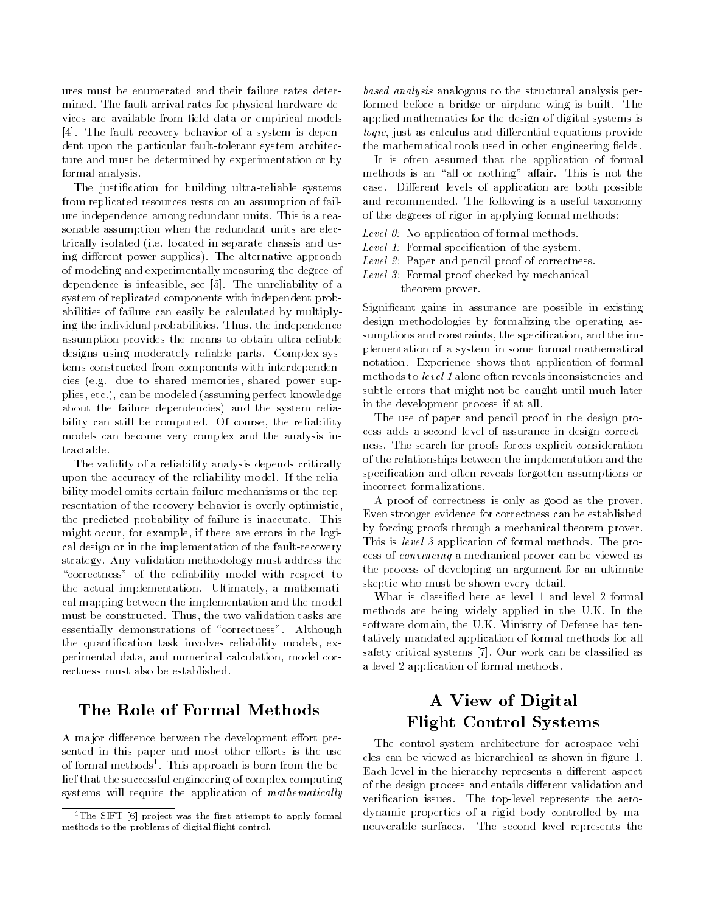ures must be enumerated and their failure rates determined. The fault arrival rates for physical hardware devices are available from field data or empirical models [4]. The fault recovery behavior of a system is dependent upon the particular fault-tolerant system architecture and must be determined by experimentation or by formal analysis.

The justification for building ultra-reliable systems from replicated resources rests on an assumption of failure independence among redundant units. This is a reasonable assumption when the redundant units are electrically isolated (i.e. located in separate chassis and using different power supplies). The alternative approach of modeling and experimentally measuring the degree of dependence is infeasible, see [5]. The unreliability of a system of replicated components with independent probabilities of failure can easily be calculated by multiplying the individual probabilities. Thus, the independence assumption provides the means to obtain ultra-reliable designs using moderately reliable parts. Complex systems constructed from components with interdependencies (e.g. due to shared memories, shared power supplies, etc.), can be modeled (assuming perfect knowledge about the failure dependencies) and the system reliability can still be computed. Of course, the reliability models can become very complex and the analysis intractable.

The validity of a reliability analysis depends critically upon the accuracy of the reliability model. If the reliability model omits certain failure mechanisms or the representation of the recovery behavior is overly optimistic, the predicted probability of failure is inaccurate. This might occur, for example, if there are errors in the logical design or in the implementation of the fault-recovery strategy. Any validation methodology must address the "correctness" of the reliability model with respect to the actual implementation. Ultimately, a mathematical mapping between the implementation and the model must be constructed. Thus, the two validation tasks are essentially demonstrations of "correctness". Although the quantification task involves reliability models, experimental data, and numerical calculation, model correctness must also be established.

## The Role of Formal Methods

A major difference between the development effort presented in this paper and most other efforts is the use of formal methods[1]. This approach is born from the belief that the successful engineering of complex computing systems will require the application of *mathematically based analysis* analogous to the structural analysis performed before a bridge or airplane wing is built. The applied mathematics for the design of digital systems is *logic*, just as calculus and differential equations provide the mathematical tools used in other engineering fields.

It is often assumed that the application of formal methods is an "all or nothing" affair. This is not the case. Different levels of application are both possible and recommended. The following is a useful taxonomy of the degrees of rigor in applying formal methods:

*Level 0:* No application of formal methods.
*Level 1:* Formal specification of the system.
*Level 2:* Paper and pencil proof of correctness.
*Level 3:* Formal proof checked by mechanical theorem prover.

Significant gains in assurance are possible in existing design methodologies by formalizing the operating assumptions and constraints, the specification, and the implementation of a system in some formal mathematical notation. Experience shows that application of formal methods to *level 1* alone often reveals inconsistencies and subtle errors that might not be caught until much later in the development process if at all.

The use of paper and pencil proof in the design process adds a second level of assurance in design correctness. The search for proofs forces explicit consideration of the relationships between the implementation and the specification and often reveals forgotten assumptions or incorrect formalizations.

A proof of correctness is only as good as the prover. Even stronger evidence for correctness can be established by forcing proofs through a mechanical theorem prover. This is *level 3* application of formal methods. The process of *convincing* a mechanical prover can be viewed as the process of developing an argument for an ultimate skeptic who must be shown every detail.

What is classified here as level 1 and level 2 formal methods are being widely applied in the U.K. In the software domain, the U.K. Ministry of Defense has tentatively mandated application of formal methods for all safety critical systems [7]. Our work can be classified as a level 2 application of formal methods.

## A View of Digital Flight Control Systems

The control system architecture for aerospace vehicles can be viewed as hierarchical as shown in figure 1. Each level in the hierarchy represents a different aspect of the design process and entails different validation and verification issues. The top-level represents the aerodynamic properties of a rigid body controlled by maneuverable surfaces. The second level represents the

[1] The SIFT [6] project was the first attempt to apply formal methods to the problems of digital flight control.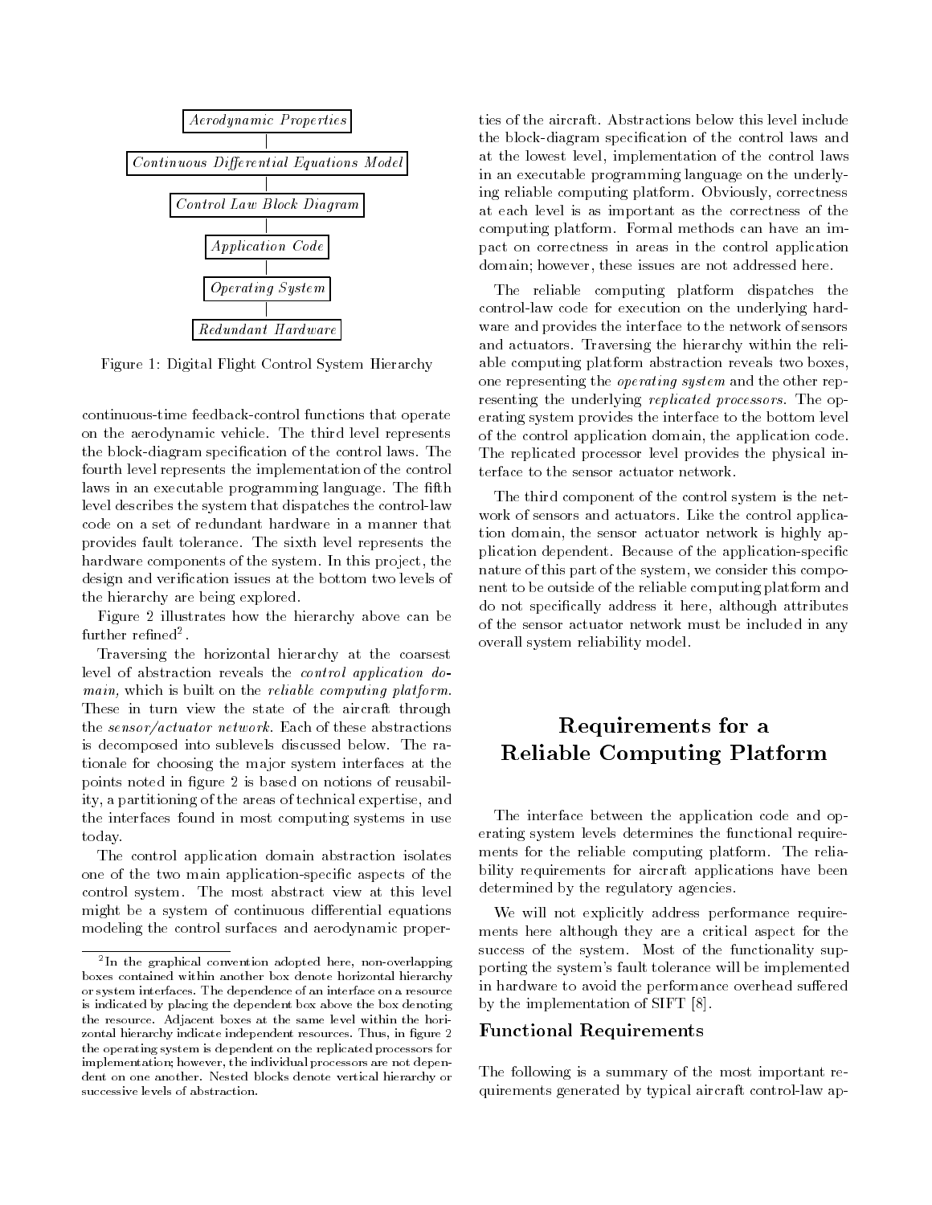*Aerodynamic Properties*

*Continuous Differential Equations Model*

*Control Law Block Diagram*

*Application Code*

*Operating System*

*Redundant Hardware*

Figure 1: Digital Flight Control System Hierarchy

continuous-time feedback-control functions that operate on the aerodynamic vehicle. The third level represents the block-diagram specification of the control laws. The fourth level represents the implementation of the control laws in an executable programming language. The fifth level describes the system that dispatches the control-law code on a set of redundant hardware in a manner that provides fault tolerance. The sixth level represents the hardware components of the system. In this project, the design and verification issues at the bottom two levels of the hierarchy are being explored.

Figure 2 illustrates how the hierarchy above can be further refined[2].

Traversing the horizontal hierarchy at the coarsest level of abstraction reveals the *control application domain,* which is built on the *reliable computing platform.* These in turn view the state of the aircraft through the *sensor/actuator network.* Each of these abstractions is decomposed into sublevels discussed below. The rationale for choosing the major system interfaces at the points noted in figure 2 is based on notions of reusability, a partitioning of the areas of technical expertise, and the interfaces found in most computing systems in use today.

The control application domain abstraction isolates one of the two main application-specific aspects of the control system. The most abstract view at this level might be a system of continuous differential equations modeling the control surfaces and aerodynamic properties of the aircraft. Abstractions below this level include the block-diagram specification of the control laws and at the lowest level, implementation of the control laws in an executable programming language on the underlying reliable computing platform. Obviously, correctness at each level is as important as the correctness of the computing platform. Formal methods can have an impact on correctness in areas in the control application domain; however, these issues are not addressed here.

The reliable computing platform dispatches the control-law code for execution on the underlying hardware and provides the interface to the network of sensors and actuators. Traversing the hierarchy within the reliable computing platform abstraction reveals two boxes, one representing the *operating system* and the other representing the underlying *replicated processors.* The operating system provides the interface to the bottom level of the control application domain, the application code. The replicated processor level provides the physical interface to the sensor actuator network.

The third component of the control system is the network of sensors and actuators. Like the control application domain, the sensor actuator network is highly application dependent. Because of the application-specific nature of this part of the system, we consider this component to be outside of the reliable computing platform and do not specifically address it here, although attributes of the sensor actuator network must be included in any overall system reliability model.

# Requirements for a Reliable Computing Platform

The interface between the application code and operating system levels determines the functional requirements for the reliable computing platform. The reliability requirements for aircraft applications have been determined by the regulatory agencies.

We will not explicitly address performance requirements here although they are a critical aspect for the success of the system. Most of the functionality supporting the system's fault tolerance will be implemented in hardware to avoid the performance overhead suffered by the implementation of SIFT [8].

## Functional Requirements

The following is a summary of the most important requirements generated by typical aircraft control-law ap-

[2] In the graphical convention adopted here, non-overlapping boxes contained within another box denote horizontal hierarchy or system interfaces. The dependence of an interface on a resource is indicated by placing the dependent box above the box denoting the resource. Adjacent boxes at the same level within the horizontal hierarchy indicate independent resources. Thus, in figure 2 the operating system is dependent on the replicated processors for implementation; however, the individual processors are not dependent on one another. Nested blocks denote vertical hierarchy or successive levels of abstraction.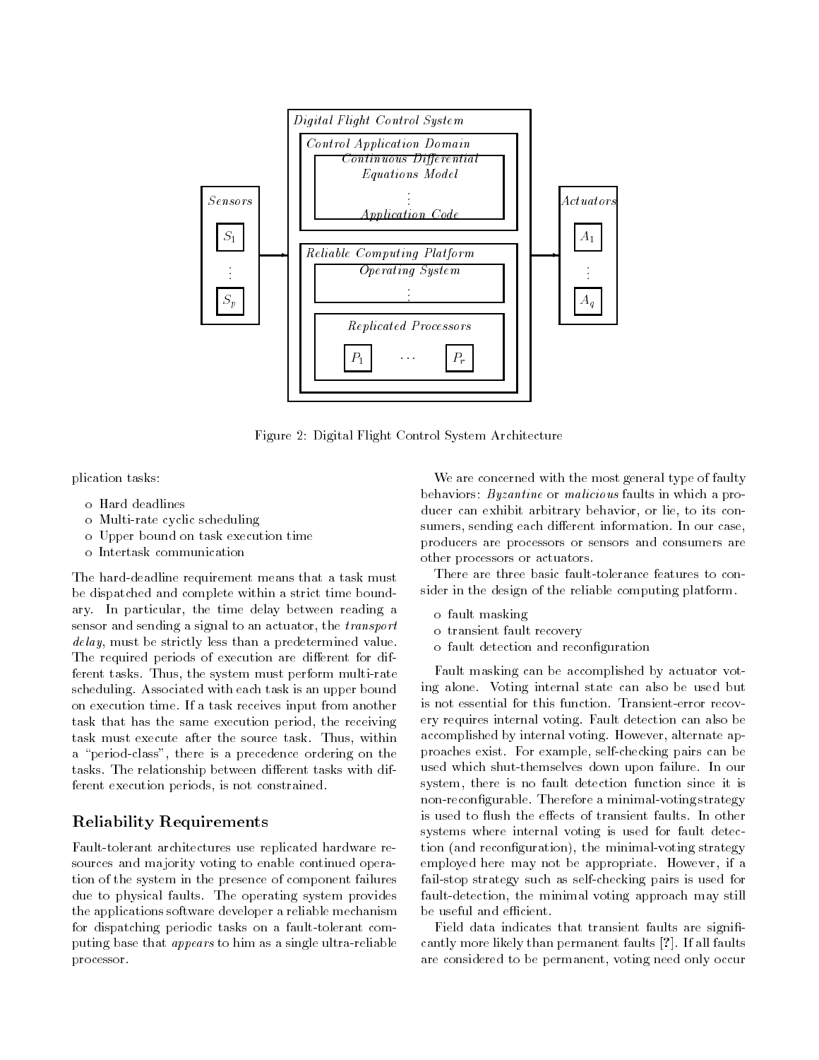Figure 2: Digital Flight Control System Architecture

plication tasks:

- o Hard deadlines
- o Multi-rate cyclic scheduling
- o Upper bound on task execution time
- o Intertask communication

The hard-deadline requirement means that a task must be dispatched and complete within a strict time boundary. In particular, the time delay between reading a sensor and sending a signal to an actuator, the *transport delay*, must be strictly less than a predetermined value. The required periods of execution are different for different tasks. Thus, the system must perform multi-rate scheduling. Associated with each task is an upper bound on execution time. If a task receives input from another task that has the same execution period, the receiving task must execute after the source task. Thus, within a "period-class", there is a precedence ordering on the tasks. The relationship between different tasks with different execution periods, is not constrained.

## Reliability Requirements

Fault-tolerant architectures use replicated hardware resources and majority voting to enable continued operation of the system in the presence of component failures due to physical faults. The operating system provides the applications software developer a reliable mechanism for dispatching periodic tasks on a fault-tolerant computing base that *appears* to him as a single ultra-reliable processor.

We are concerned with the most general type of faulty behaviors: *Byzantine* or *malicious* faults in which a producer can exhibit arbitrary behavior, or lie, to its consumers, sending each different information. In our case, producers are processors or sensors and consumers are other processors or actuators.

There are three basic fault-tolerance features to consider in the design of the reliable computing platform.

- o fault masking
- o transient fault recovery
- o fault detection and reconfiguration

Fault masking can be accomplished by actuator voting alone. Voting internal state can also be used but is not essential for this function. Transient-error recovery requires internal voting. Fault detection can also be accomplished by internal voting. However, alternate approaches exist. For example, self-checking pairs can be used which shut-themselves down upon failure. In our system, there is no fault detection function since it is non-reconfigurable. Therefore a minimal-voting strategy is used to flush the effects of transient faults. In other systems where internal voting is used for fault detection (and reconfiguration), the minimal-voting strategy employed here may not be appropriate. However, if a fail-stop strategy such as self-checking pairs is used for fault-detection, the minimal voting approach may still be useful and efficient.

Field data indicates that transient faults are significantly more likely than permanent faults [?]. If all faults are considered to be permanent, voting need only occur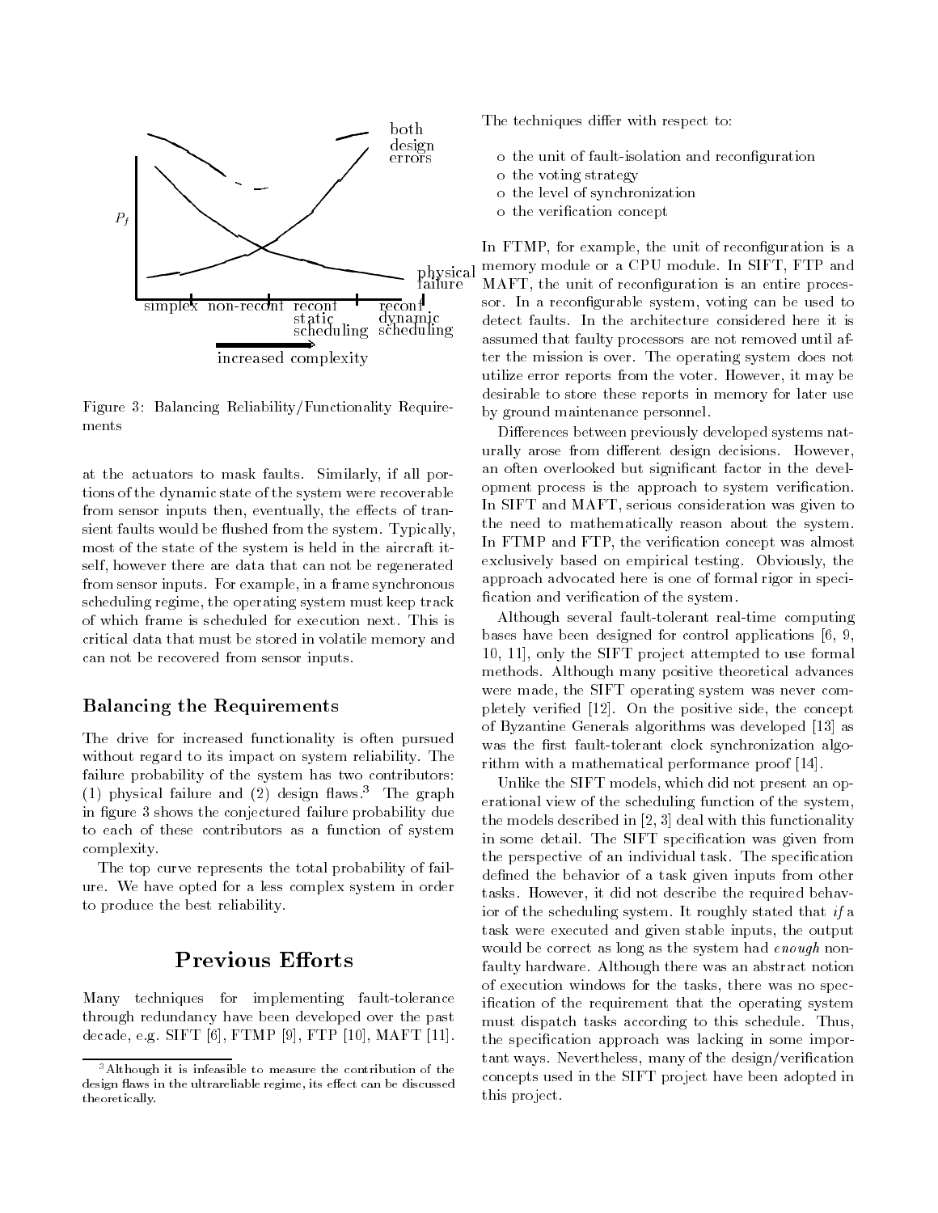Figure 3: Balancing Reliability/Functionality Requirements

at the actuators to mask faults. Similarly, if all portions of the dynamic state of the system were recoverable from sensor inputs then, eventually, the effects of transient faults would be flushed from the system. Typically, most of the state of the system is held in the aircraft itself, however there are data that can not be regenerated from sensor inputs. For example, in a frame synchronous scheduling regime, the operating system must keep track of which frame is scheduled for execution next. This is critical data that must be stored in volatile memory and can not be recovered from sensor inputs.

### Balancing the Requirements

The drive for increased functionality is often pursued without regard to its impact on system reliability. The failure probability of the system has two contributors: (1) physical failure and (2) design flaws.[3] The graph in figure 3 shows the conjectured failure probability due to each of these contributors as a function of system complexity.

The top curve represents the total probability of failure. We have opted for a less complex system in order to produce the best reliability.

## Previous Efforts

Many techniques for implementing fault-tolerance through redundancy have been developed over the past decade, e.g. SIFT [6], FTMP [9], FTP [10], MAFT [11]. The techniques differ with respect to:

- the unit of fault-isolation and reconfiguration
- the voting strategy
- the level of synchronization
- the verification concept

In FTMP, for example, the unit of reconfiguration is a memory module or a CPU module. In SIFT, FTP and MAFT, the unit of reconfiguration is an entire processor. In a reconfigurable system, voting can be used to detect faults. In the architecture considered here it is assumed that faulty processors are not removed until after the mission is over. The operating system does not utilize error reports from the voter. However, it may be desirable to store these reports in memory for later use by ground maintenance personnel.

Differences between previously developed systems naturally arose from different design decisions. However, an often overlooked but significant factor in the development process is the approach to system verification. In SIFT and MAFT, serious consideration was given to the need to mathematically reason about the system. In FTMP and FTP, the verification concept was almost exclusively based on empirical testing. Obviously, the approach advocated here is one of formal rigor in specification and verification of the system.

Although several fault-tolerant real-time computing bases have been designed for control applications [6, 9, 10, 11], only the SIFT project attempted to use formal methods. Although many positive theoretical advances were made, the SIFT operating system was never completely verified [12]. On the positive side, the concept of Byzantine Generals algorithms was developed [13] as was the first fault-tolerant clock synchronization algorithm with a mathematical performance proof [14].

Unlike the SIFT models, which did not present an operational view of the scheduling function of the system, the models described in [2, 3] deal with this functionality in some detail. The SIFT specification was given from the perspective of an individual task. The specification defined the behavior of a task given inputs from other tasks. However, it did not describe the required behavior of the scheduling system. It roughly stated that *if* a task were executed and given stable inputs, the output would be correct as long as the system had *enough* nonfaulty hardware. Although there was an abstract notion of execution windows for the tasks, there was no specification of the requirement that the operating system must dispatch tasks according to this schedule. Thus, the specification approach was lacking in some important ways. Nevertheless, many of the design/verification concepts used in the SIFT project have been adopted in this project.

[3] Although it is infeasible to measure the contribution of the design flaws in the ultrareliable regime, its effect can be discussed theoretically.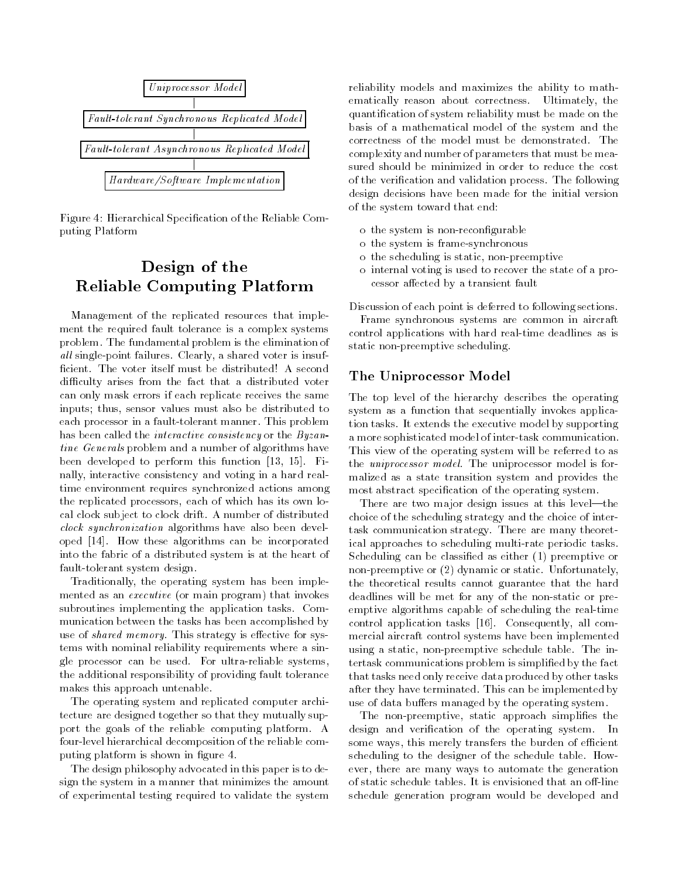Uniprocessor Model

Fault-tolerant Synchronous Replicated Model

Fault-tolerant Asynchronous Replicated Model

Hardware/Software Implementation

Figure 4: Hierarchical Specification of the Reliable Computing Platform

# Design of the Reliable Computing Platform

Management of the replicated resources that implement the required fault tolerance is a complex systems problem. The fundamental problem is the elimination of *all* single-point failures. Clearly, a shared voter is insufficient. The voter itself must be distributed! A second difficulty arises from the fact that a distributed voter can only mask errors if each replicate receives the same inputs; thus, sensor values must also be distributed to each processor in a fault-tolerant manner. This problem has been called the *interactive consistency* or the *Byzantine Generals* problem and a number of algorithms have been developed to perform this function [13, 15]. Finally, interactive consistency and voting in a hard real-time environment requires synchronized actions among the replicated processors, each of which has its own local clock subject to clock drift. A number of distributed *clock synchronization* algorithms have also been developed [14]. How these algorithms can be incorporated into the fabric of a distributed system is at the heart of fault-tolerant system design.

Traditionally, the operating system has been implemented as an *executive* (or main program) that invokes subroutines implementing the application tasks. Communication between the tasks has been accomplished by use of *shared memory*. This strategy is effective for systems with nominal reliability requirements where a single processor can be used. For ultra-reliable systems, the additional responsibility of providing fault tolerance makes this approach untenable.

The operating system and replicated computer architecture are designed together so that they mutually support the goals of the reliable computing platform. A four-level hierarchical decomposition of the reliable computing platform is shown in figure 4.

The design philosophy advocated in this paper is to design the system in a manner that minimizes the amount of experimental testing required to validate the system reliability models and maximizes the ability to mathematically reason about correctness. Ultimately, the quantification of system reliability must be made on the basis of a mathematical model of the system and the correctness of the model must be demonstrated. The complexity and number of parameters that must be measured should be minimized in order to reduce the cost of the verification and validation process. The following design decisions have been made for the initial version of the system toward that end:

- the system is non-reconfigurable
- the system is frame-synchronous
- the scheduling is static, non-preemptive
- internal voting is used to recover the state of a processor affected by a transient fault

Discussion of each point is deferred to following sections.

Frame synchronous systems are common in aircraft control applications with hard real-time deadlines as is static non-preemptive scheduling.

## The Uniprocessor Model

The top level of the hierarchy describes the operating system as a function that sequentially invokes application tasks. It extends the executive model by supporting a more sophisticated model of inter-task communication. This view of the operating system will be referred to as the *uniprocessor model*. The uniprocessor model is formalized as a state transition system and provides the most abstract specification of the operating system.

There are two major design issues at this level—the choice of the scheduling strategy and the choice of intertask communication strategy. There are many theoretical approaches to scheduling multi-rate periodic tasks. Scheduling can be classified as either (1) preemptive or non-preemptive or (2) dynamic or static. Unfortunately, the theoretical results cannot guarantee that the hard deadlines will be met for any of the non-static or preemptive algorithms capable of scheduling the real-time control application tasks [16]. Consequently, all commercial aircraft control systems have been implemented using a static, non-preemptive schedule table. The intertask communications problem is simplified by the fact that tasks need only receive data produced by other tasks after they have terminated. This can be implemented by use of data buffers managed by the operating system.

The non-preemptive, static approach simplifies the design and verification of the operating system. In some ways, this merely transfers the burden of efficient scheduling to the designer of the schedule table. However, there are many ways to automate the generation of static schedule tables. It is envisioned that an off-line schedule generation program would be developed and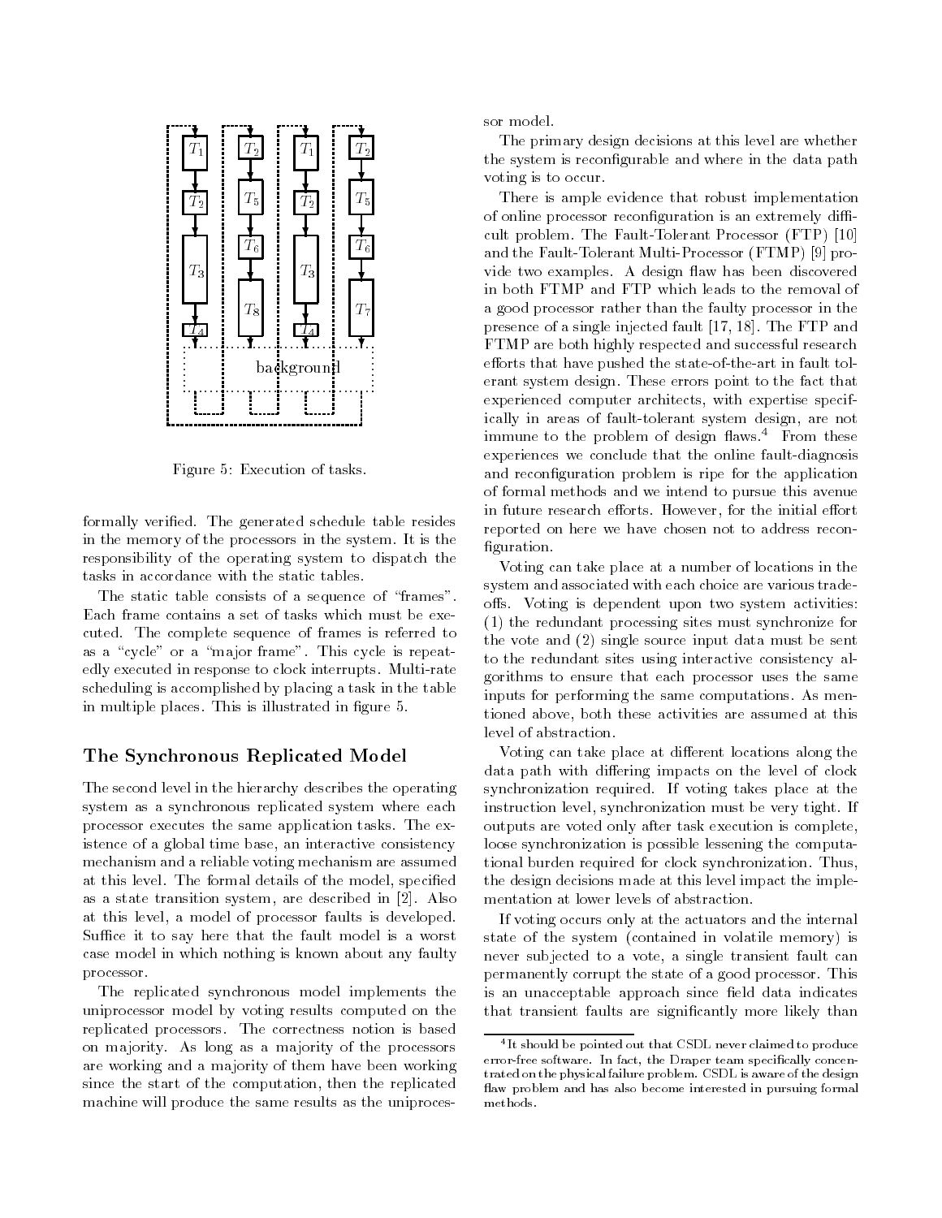Figure 5: Execution of tasks.

formally verified. The generated schedule table resides in the memory of the processors in the system. It is the responsibility of the operating system to dispatch the tasks in accordance with the static tables.

The static table consists of a sequence of "frames". Each frame contains a set of tasks which must be executed. The complete sequence of frames is referred to as a "cycle" or a "major frame". This cycle is repeatedly executed in response to clock interrupts. Multi-rate scheduling is accomplished by placing a task in the table in multiple places. This is illustrated in figure 5.

## The Synchronous Replicated Model

The second level in the hierarchy describes the operating system as a synchronous replicated system where each processor executes the same application tasks. The existence of a global time base, an interactive consistency mechanism and a reliable voting mechanism are assumed at this level. The formal details of the model, specified as a state transition system, are described in [2]. Also at this level, a model of processor faults is developed. Suffice it to say here that the fault model is a worst case model in which nothing is known about any faulty processor.

The replicated synchronous model implements the uniprocessor model by voting results computed on the replicated processors. The correctness notion is based on majority. As long as a majority of the processors are working and a majority of them have been working since the start of the computation, then the replicated machine will produce the same results as the uniprocessor model.

The primary design decisions at this level are whether the system is reconfigurable and where in the data path voting is to occur.

There is ample evidence that robust implementation of online processor reconfiguration is an extremely difficult problem. The Fault-Tolerant Processor (FTP) [10] and the Fault-Tolerant Multi-Processor (FTMP) [9] provide two examples. A design flaw has been discovered in both FTMP and FTP which leads to the removal of a good processor rather than the faulty processor in the presence of a single injected fault [17, 18]. The FTP and FTMP are both highly respected and successful research efforts that have pushed the state-of-the-art in fault tolerant system design. These errors point to the fact that experienced computer architects, with expertise specifically in areas of fault-tolerant system design, are not immune to the problem of design flaws.[4] From these experiences we conclude that the online fault-diagnosis and reconfiguration problem is ripe for the application of formal methods and we intend to pursue this avenue in future research efforts. However, for the initial effort reported on here we have chosen not to address reconfiguration.

Voting can take place at a number of locations in the system and associated with each choice are various tradeoffs. Voting is dependent upon two system activities: (1) the redundant processing sites must synchronize for the vote and (2) single source input data must be sent to the redundant sites using interactive consistency algorithms to ensure that each processor uses the same inputs for performing the same computations. As mentioned above, both these activities are assumed at this level of abstraction.

Voting can take place at different locations along the data path with differing impacts on the level of clock synchronization required. If voting takes place at the instruction level, synchronization must be very tight. If outputs are voted only after task execution is complete, loose synchronization is possible lessening the computational burden required for clock synchronization. Thus, the design decisions made at this level impact the implementation at lower levels of abstraction.

If voting occurs only at the actuators and the internal state of the system (contained in volatile memory) is never subjected to a vote, a single transient fault can permanently corrupt the state of a good processor. This is an unacceptable approach since field data indicates that transient faults are significantly more likely than

[4] It should be pointed out that CSDL never claimed to produce error-free software. In fact, the Draper team specifically concentrated on the physical failure problem. CSDL is aware of the design flaw problem and has also become interested in pursuing formal methods.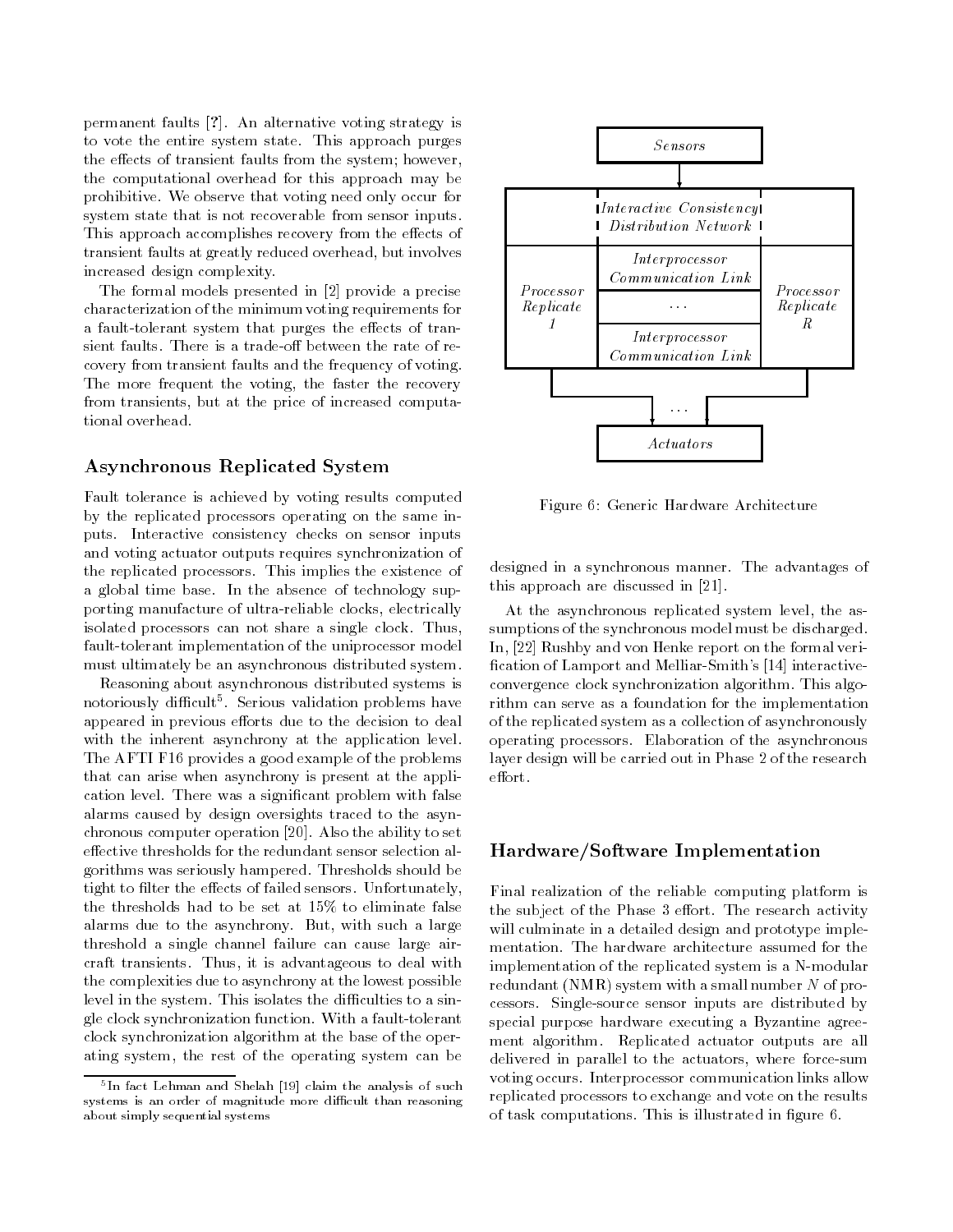permanent faults [?]. An alternative voting strategy is to vote the entire system state. This approach purges the effects of transient faults from the system; however, the computational overhead for this approach may be prohibitive. We observe that voting need only occur for system state that is not recoverable from sensor inputs. This approach accomplishes recovery from the effects of transient faults at greatly reduced overhead, but involves increased design complexity.

The formal models presented in [2] provide a precise characterization of the minimum voting requirements for a fault-tolerant system that purges the effects of transient faults. There is a trade-off between the rate of recovery from transient faults and the frequency of voting. The more frequent the voting, the faster the recovery from transients, but at the price of increased computational overhead.

## Asynchronous Replicated System

Fault tolerance is achieved by voting results computed by the replicated processors operating on the same inputs. Interactive consistency checks on sensor inputs and voting actuator outputs requires synchronization of the replicated processors. This implies the existence of a global time base. In the absence of technology supporting manufacture of ultra-reliable clocks, electrically isolated processors can not share a single clock. Thus, fault-tolerant implementation of the uniprocessor model must ultimately be an asynchronous distributed system.

Reasoning about asynchronous distributed systems is notoriously difficult[5]. Serious validation problems have appeared in previous efforts due to the decision to deal with the inherent asynchrony at the application level. The AFTI F16 provides a good example of the problems that can arise when asynchrony is present at the application level. There was a significant problem with false alarms caused by design oversights traced to the asynchronous computer operation [20]. Also the ability to set effective thresholds for the redundant sensor selection algorithms was seriously hampered. Thresholds should be tight to filter the effects of failed sensors. Unfortunately, the thresholds had to be set at 15% to eliminate false alarms due to the asynchrony. But, with such a large threshold a single channel failure can cause large aircraft transients. Thus, it is advantageous to deal with the complexities due to asynchrony at the lowest possible level in the system. This isolates the difficulties to a single clock synchronization function. With a fault-tolerant clock synchronization algorithm at the base of the operating system, the rest of the operating system can be designed in a synchronous manner. The advantages of this approach are discussed in [21].

At the asynchronous replicated system level, the assumptions of the synchronous model must be discharged. In, [22] Rushby and von Henke report on the formal verification of Lamport and Melliar-Smith's [14] interactive-convergence clock synchronization algorithm. This algorithm can serve as a foundation for the implementation of the replicated system as a collection of asynchronously operating processors. Elaboration of the asynchronous layer design will be carried out in Phase 2 of the research effort.

[5] In fact Lehman and Shelah [19] claim the analysis of such systems is an order of magnitude more difficult than reasoning about simply sequential systems

Figure 6: Generic Hardware Architecture

## Hardware/Software Implementation

Final realization of the reliable computing platform is the subject of the Phase 3 effort. The research activity will culminate in a detailed design and prototype implementation. The hardware architecture assumed for the implementation of the replicated system is a N-modular redundant (NMR) system with a small number $N$ of processors. Single-source sensor inputs are distributed by special purpose hardware executing a Byzantine agreement algorithm. Replicated actuator outputs are all delivered in parallel to the actuators, where force-sum voting occurs. Interprocessor communication links allow replicated processors to exchange and vote on the results of task computations. This is illustrated in figure 6.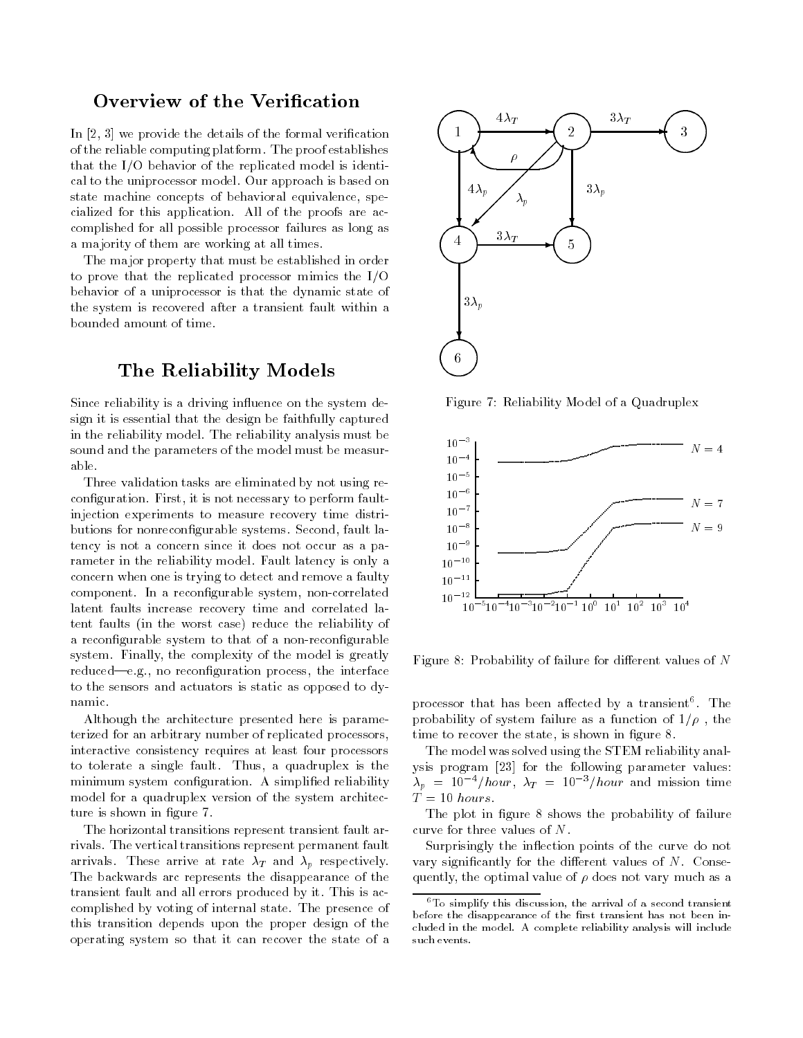## Overview of the Verification

In [2, 3] we provide the details of the formal verification of the reliable computing platform. The proof establishes that the I/O behavior of the replicated model is identical to the uniprocessor model. Our approach is based on state machine concepts of behavioral equivalence, specialized for this application. All of the proofs are accomplished for all possible processor failures as long as a majority of them are working at all times.

The major property that must be established in order to prove that the replicated processor mimics the I/O behavior of a uniprocessor is that the dynamic state of the system is recovered after a transient fault within a bounded amount of time.

## The Reliability Models

Since reliability is a driving influence on the system design it is essential that the design be faithfully captured in the reliability model. The reliability analysis must be sound and the parameters of the model must be measurable.

Three validation tasks are eliminated by not using reconfiguration. First, it is not necessary to perform fault-injection experiments to measure recovery time distributions for nonreconfigurable systems. Second, fault latency is not a concern since it does not occur as a parameter in the reliability model. Fault latency is only a concern when one is trying to detect and remove a faulty component. In a reconfigurable system, non-correlated latent faults increase recovery time and correlated latent faults (in the worst case) reduce the reliability of a reconfigurable system to that of a non-reconfigurable system. Finally, the complexity of the model is greatly reduced—e.g., no reconfiguration process, the interface to the sensors and actuators is static as opposed to dynamic.

Although the architecture presented here is parameterized for an arbitrary number of replicated processors, interactive consistency requires at least four processors to tolerate a single fault. Thus, a quadruplex is the minimum system configuration. A simplified reliability model for a quadruplex version of the system architecture is shown in figure 7.

The horizontal transitions represent transient fault arrivals. The vertical transitions represent permanent fault arrivals. These arrive at rate $\lambda_T$ and $\lambda_p$ respectively. The backwards arc represents the disappearance of the transient fault and all errors produced by it. This is accomplished by voting of internal state. The presence of this transition depends upon the proper design of the operating system so that it can recover the state of a processor that has been affected by a transient[6]. The probability of system failure as a function of $1/\rho$, the time to recover the state, is shown in figure 8.

Figure 7: Reliability Model of a Quadruplex

Figure 8: Probability of failure for different values of $N$

The model was solved using the STEM reliability analysis program [23] for the following parameter values: $\lambda_p = 10^{-4}/hour$, $\lambda_T = 10^{-3}/hour$ and mission time $T = 10$ *hours*.

The plot in figure 8 shows the probability of failure curve for three values of $N$.

Surprisingly the inflection points of the curve do not vary significantly for the different values of $N$. Consequently, the optimal value of $\rho$ does not vary much as a

[6] To simplify this discussion, the arrival of a second transient before the disappearance of the first transient has not been included in the model. A complete reliability analysis will include such events.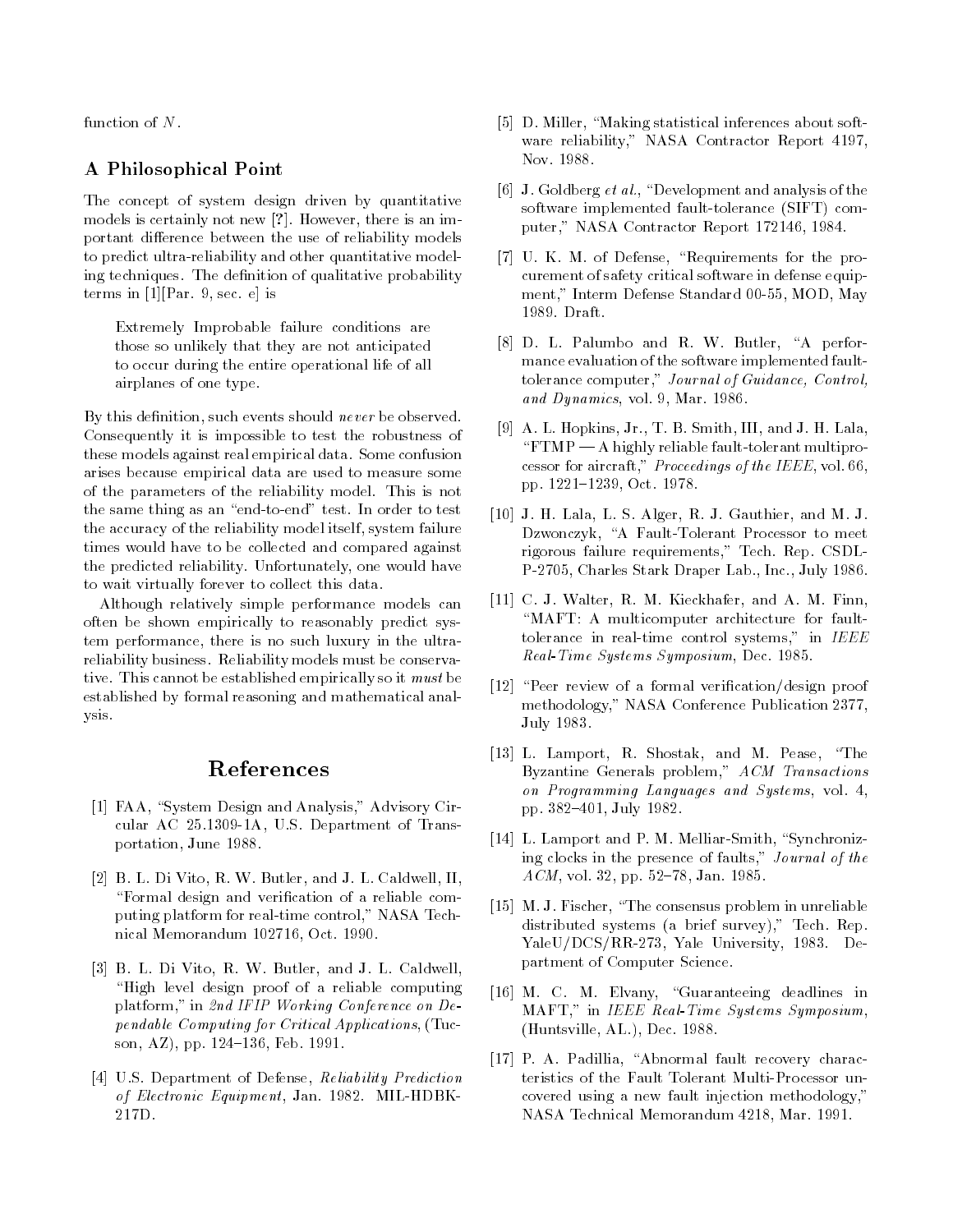function of $N$.

## A Philosophical Point

The concept of system design driven by quantitative models is certainly not new [?]. However, there is an important difference between the use of reliability models to predict ultra-reliability and other quantitative modeling techniques. The definition of qualitative probability terms in [1][Par. 9, sec. e] is

> Extremely Improbable failure conditions are those so unlikely that they are not anticipated to occur during the entire operational life of all airplanes of one type.

By this definition, such events should *never* be observed. Consequently it is impossible to test the robustness of these models against real empirical data. Some confusion arises because empirical data are used to measure some of the parameters of the reliability model. This is not the same thing as an "end-to-end" test. In order to test the accuracy of the reliability model itself, system failure times would have to be collected and compared against the predicted reliability. Unfortunately, one would have to wait virtually forever to collect this data.

Although relatively simple performance models can often be shown empirically to reasonably predict system performance, there is no such luxury in the ultra-reliability business. Reliability models must be conservative. This cannot be established empirically so it *must* be established by formal reasoning and mathematical analysis.

# References

[1] FAA, "System Design and Analysis," Advisory Circular AC 25.1309-1A, U.S. Department of Transportation, June 1988.

[2] B. L. Di Vito, R. W. Butler, and J. L. Caldwell, II, "Formal design and verification of a reliable computing platform for real-time control," NASA Technical Memorandum 102716, Oct. 1990.

[3] B. L. Di Vito, R. W. Butler, and J. L. Caldwell, "High level design proof of a reliable computing platform," in *2nd IFIP Working Conference on Dependable Computing for Critical Applications*, (Tucson, AZ), pp. 124–136, Feb. 1991.

[4] U.S. Department of Defense, *Reliability Prediction of Electronic Equipment*, Jan. 1982. MIL-HDBK-217D.

[5] D. Miller, "Making statistical inferences about software reliability," NASA Contractor Report 4197, Nov. 1988.

[6] J. Goldberg *et al.*, "Development and analysis of the software implemented fault-tolerance (SIFT) computer," NASA Contractor Report 172146, 1984.

[7] U. K. M. of Defense, "Requirements for the procurement of safety critical software in defense equipment," Interm Defense Standard 00-55, MOD, May 1989. Draft.

[8] D. L. Palumbo and R. W. Butler, "A performance evaluation of the software implemented fault-tolerance computer," *Journal of Guidance, Control, and Dynamics*, vol. 9, Mar. 1986.

[9] A. L. Hopkins, Jr., T. B. Smith, III, and J. H. Lala, "FTMP — A highly reliable fault-tolerant multiprocessor for aircraft," *Proceedings of the IEEE*, vol. 66, pp. 1221–1239, Oct. 1978.

[10] J. H. Lala, L. S. Alger, R. J. Gauthier, and M. J. Dzwonczyk, "A Fault-Tolerant Processor to meet rigorous failure requirements," Tech. Rep. CSDL-P-2705, Charles Stark Draper Lab., Inc., July 1986.

[11] C. J. Walter, R. M. Kieckhafer, and A. M. Finn, "MAFT: A multicomputer architecture for fault-tolerance in real-time control systems," in *IEEE Real-Time Systems Symposium*, Dec. 1985.

[12] "Peer review of a formal verification/design proof methodology," NASA Conference Publication 2377, July 1983.

[13] L. Lamport, R. Shostak, and M. Pease, "The Byzantine Generals problem," *ACM Transactions on Programming Languages and Systems*, vol. 4, pp. 382–401, July 1982.

[14] L. Lamport and P. M. Melliar-Smith, "Synchronizing clocks in the presence of faults," *Journal of the ACM*, vol. 32, pp. 52–78, Jan. 1985.

[15] M. J. Fischer, "The consensus problem in unreliable distributed systems (a brief survey)," Tech. Rep. YaleU/DCS/RR-273, Yale University, 1983. Department of Computer Science.

[16] M. C. M. Elvany, "Guaranteeing deadlines in MAFT," in *IEEE Real-Time Systems Symposium*, (Huntsville, AL.), Dec. 1988.

[17] P. A. Padillia, "Abnormal fault recovery characteristics of the Fault Tolerant Multi-Processor uncovered using a new fault injection methodology," NASA Technical Memorandum 4218, Mar. 1991.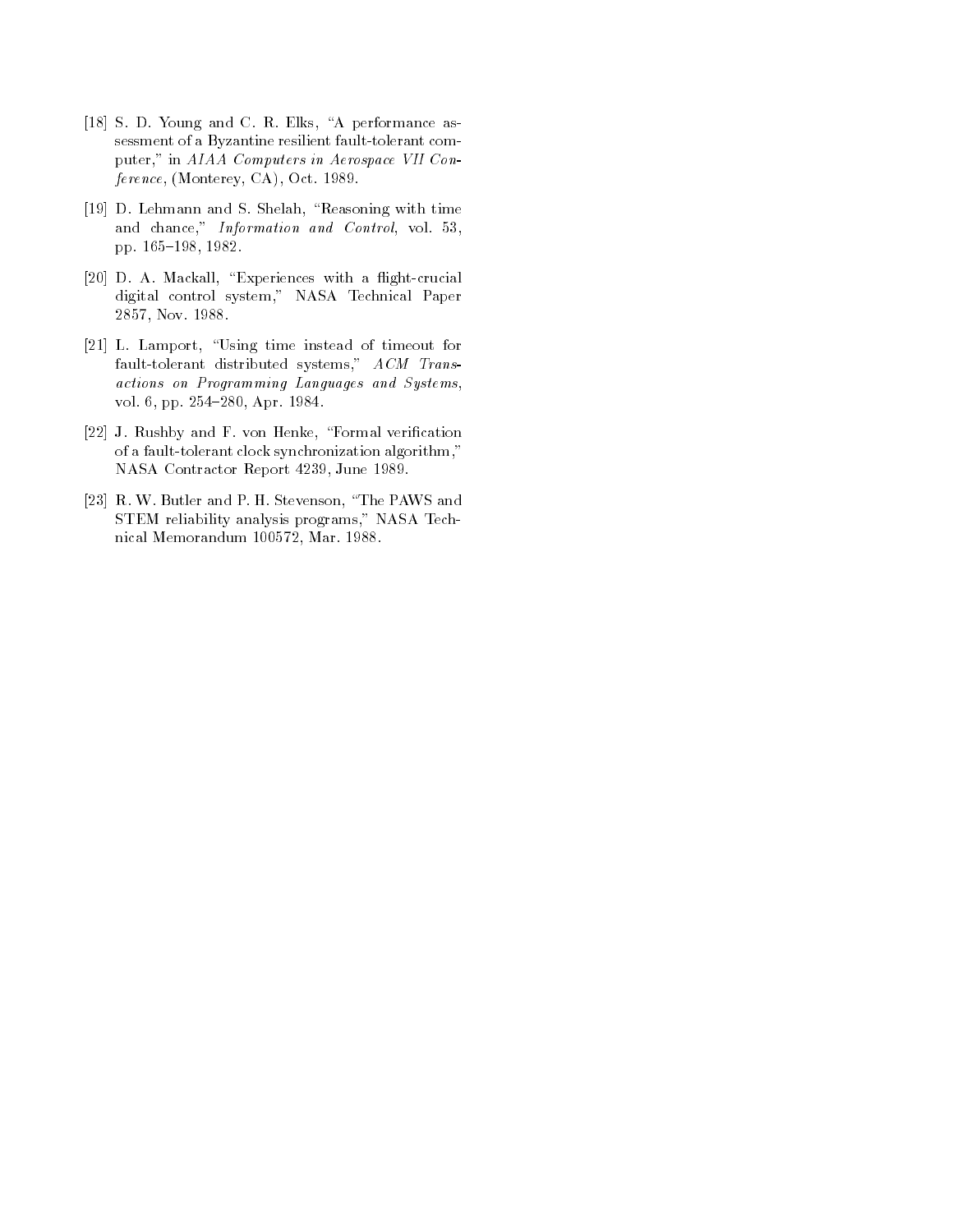[18] S. D. Young and C. R. Elks, "A performance assessment of a Byzantine resilient fault-tolerant computer," in *AIAA Computers in Aerospace VII Conference*, (Monterey, CA), Oct. 1989.

[19] D. Lehmann and S. Shelah, "Reasoning with time and chance," *Information and Control*, vol. 53, pp. 165–198, 1982.

[20] D. A. Mackall, "Experiences with a flight-crucial digital control system," NASA Technical Paper 2857, Nov. 1988.

[21] L. Lamport, "Using time instead of timeout for fault-tolerant distributed systems," *ACM Transactions on Programming Languages and Systems*, vol. 6, pp. 254–280, Apr. 1984.

[22] J. Rushby and F. von Henke, "Formal verification of a fault-tolerant clock synchronization algorithm," NASA Contractor Report 4239, June 1989.

[23] R. W. Butler and P. H. Stevenson, "The PAWS and STEM reliability analysis programs," NASA Technical Memorandum 100572, Mar. 1988.